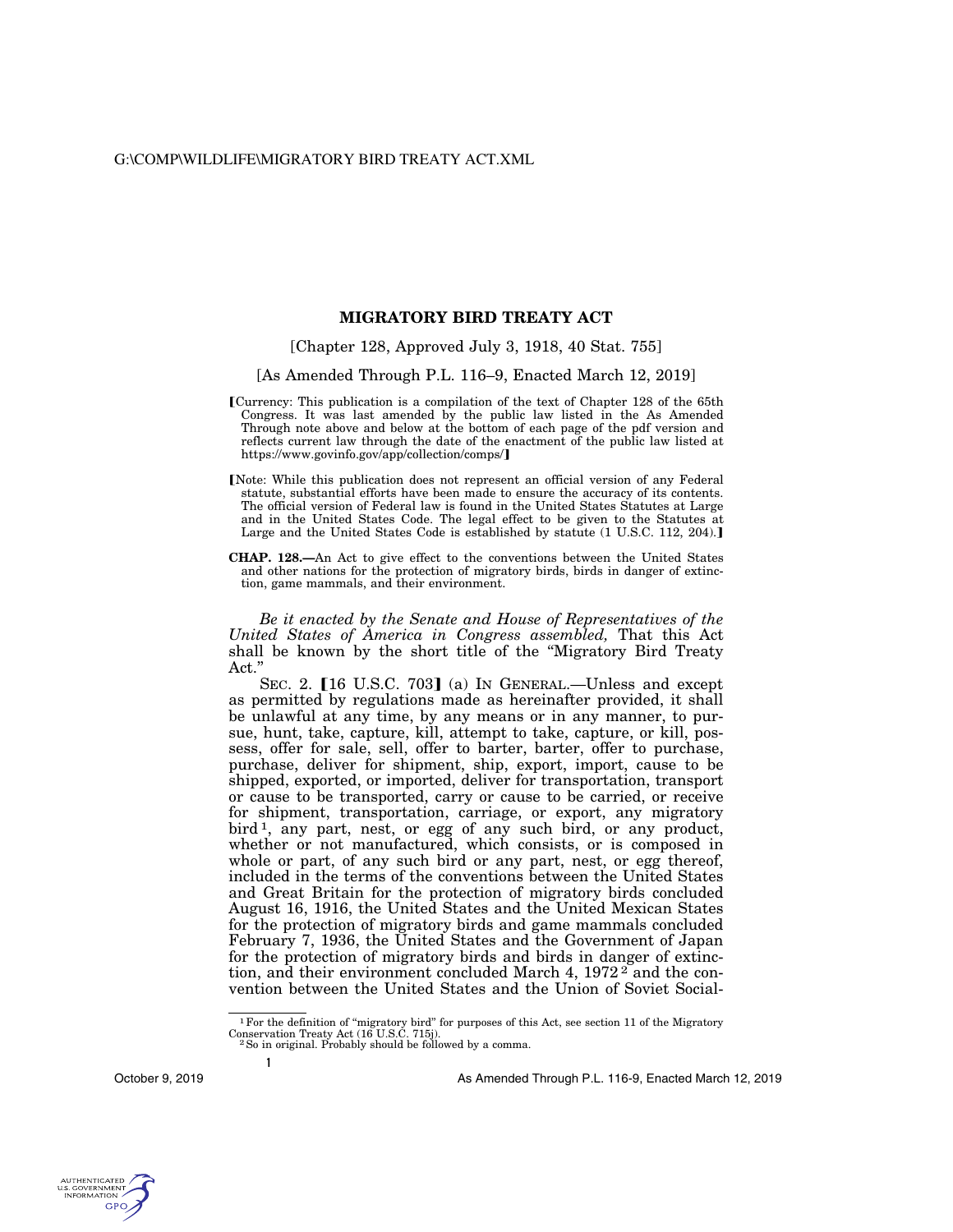# MIGRATORY BIRD TREATY ACT

[Chapter 128, Approved July 3, 1918, 40 Stat. 755]

[As Amended Through P.L. 116–9, Enacted March 12, 2019]

【Currency: This publication is a compilation of the text of Chapter 128 of the 65th Congress. It was last amended by the public law listed in the As Amended Through note above and below at the bottom of each page of the pdf version and reflects current law through the date of the enactment of the public law listed at https://www.govinfo.gov/app/collection/comps/】

【Note: While this publication does not represent an official version of any Federal statute, substantial efforts have been made to ensure the accuracy of its contents. The official version of Federal law is found in the United States Statutes at Large and in the United States Code. The legal effect to be given to the Statutes at Large and the United States Code is established by statute (1 U.S.C. 112, 204).】

**CHAP. 128.—**An Act to give effect to the conventions between the United States and other nations for the protection of migratory birds, birds in danger of extinction, game mammals, and their environment.

*Be it enacted by the Senate and House of Representatives of the United States of America in Congress assembled,* That this Act shall be known by the short title of the "Migratory Bird Treaty Act."

SEC. 2. 【16 U.S.C. 703】 (a) IN GENERAL.—Unless and except as permitted by regulations made as hereinafter provided, it shall be unlawful at any time, by any means or in any manner, to pursue, hunt, take, capture, kill, attempt to take, capture, or kill, possess, offer for sale, sell, offer to barter, barter, offer to purchase, purchase, deliver for shipment, ship, export, import, cause to be shipped, exported, or imported, deliver for transportation, transport or cause to be transported, carry or cause to be carried, or receive for shipment, transportation, carriage, or export, any migratory bird[1], any part, nest, or egg of any such bird, or any product, whether or not manufactured, which consists, or is composed in whole or part, of any such bird or any part, nest, or egg thereof, included in the terms of the conventions between the United States and Great Britain for the protection of migratory birds concluded August 16, 1916, the United States and the United Mexican States for the protection of migratory birds and game mammals concluded February 7, 1936, the United States and the Government of Japan for the protection of migratory birds and birds in danger of extinction, and their environment concluded March 4, 1972[2] and the convention between the United States and the Union of Soviet Social-

[1] For the definition of "migratory bird" for purposes of this Act, see section 11 of the Migratory Conservation Treaty Act (16 U.S.C. 715j).

[2] So in original. Probably should be followed by a comma.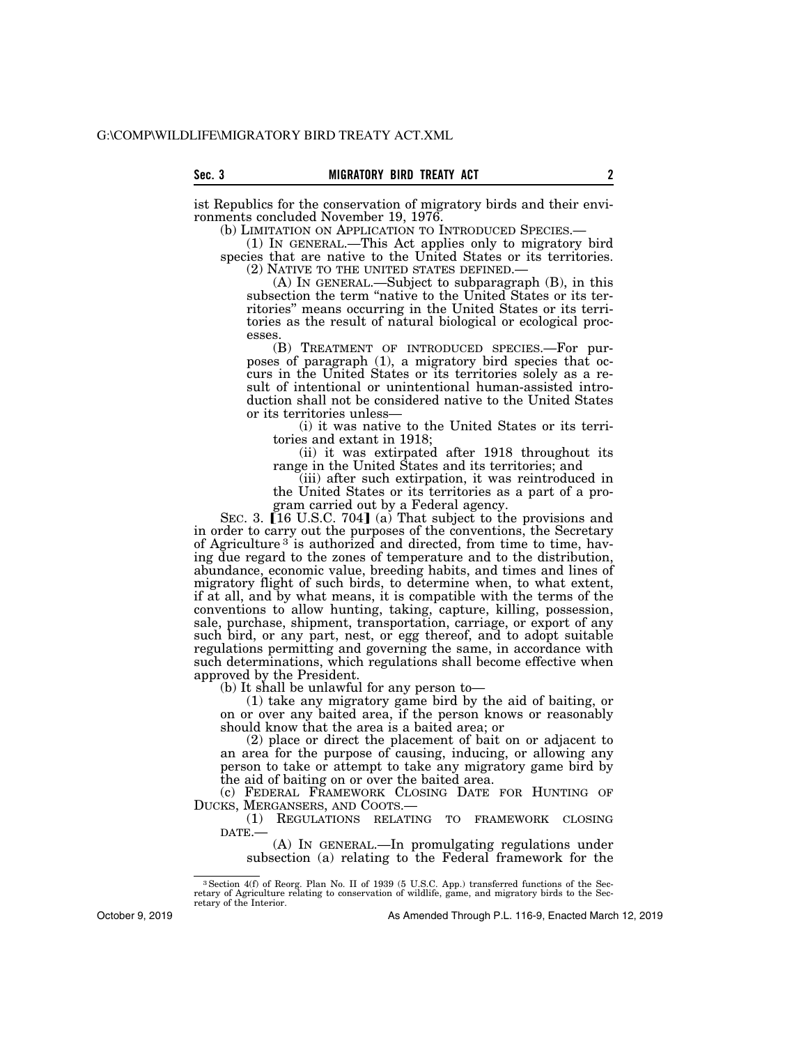ist Republics for the conservation of migratory birds and their environments concluded November 19, 1976.

(b) LIMITATION ON APPLICATION TO INTRODUCED SPECIES.—

(1) IN GENERAL.—This Act applies only to migratory bird species that are native to the United States or its territories.

(2) NATIVE TO THE UNITED STATES DEFINED.—

(A) IN GENERAL.—Subject to subparagraph (B), in this subsection the term "native to the United States or its territories" means occurring in the United States or its territories as the result of natural biological or ecological processes.

(B) TREATMENT OF INTRODUCED SPECIES.—For purposes of paragraph (1), a migratory bird species that occurs in the United States or its territories solely as a result of intentional or unintentional human-assisted introduction shall not be considered native to the United States or its territories unless—

(i) it was native to the United States or its territories and extant in 1918;

(ii) it was extirpated after 1918 throughout its range in the United States and its territories; and

(iii) after such extirpation, it was reintroduced in the United States or its territories as a part of a program carried out by a Federal agency.

SEC. 3. [16 U.S.C. 704] (a) That subject to the provisions and in order to carry out the purposes of the conventions, the Secretary of Agriculture[3] is authorized and directed, from time to time, having due regard to the zones of temperature and to the distribution, abundance, economic value, breeding habits, and times and lines of migratory flight of such birds, to determine when, to what extent, if at all, and by what means, it is compatible with the terms of the conventions to allow hunting, taking, capture, killing, possession, sale, purchase, shipment, transportation, carriage, or export of any such bird, or any part, nest, or egg thereof, and to adopt suitable regulations permitting and governing the same, in accordance with such determinations, which regulations shall become effective when approved by the President.

(b) It shall be unlawful for any person to—

(1) take any migratory game bird by the aid of baiting, or on or over any baited area, if the person knows or reasonably should know that the area is a baited area; or

(2) place or direct the placement of bait on or adjacent to an area for the purpose of causing, inducing, or allowing any person to take or attempt to take any migratory game bird by the aid of baiting on or over the baited area.

(c) FEDERAL FRAMEWORK CLOSING DATE FOR HUNTING OF DUCKS, MERGANSERS, AND COOTS.—

(1) REGULATIONS RELATING TO FRAMEWORK CLOSING DATE.—

(A) IN GENERAL.—In promulgating regulations under subsection (a) relating to the Federal framework for the

[3] Section 4(f) of Reorg. Plan No. II of 1939 (5 U.S.C. App.) transferred functions of the Secretary of Agriculture relating to conservation of wildlife, game, and migratory birds to the Secretary of the Interior.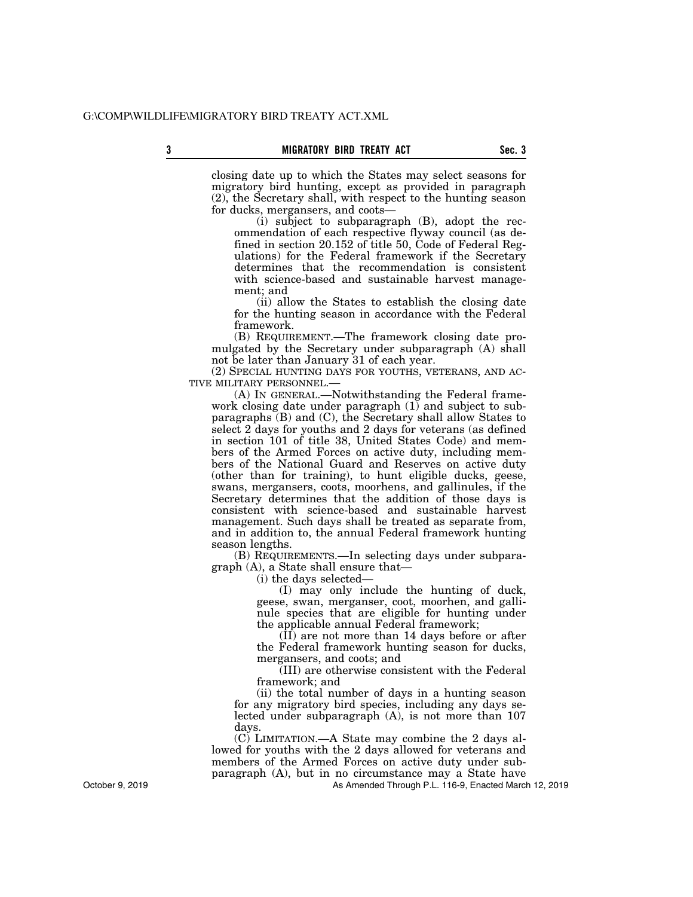closing date up to which the States may select seasons for migratory bird hunting, except as provided in paragraph (2), the Secretary shall, with respect to the hunting season for ducks, mergansers, and coots—

(i) subject to subparagraph (B), adopt the recommendation of each respective flyway council (as defined in section 20.152 of title 50, Code of Federal Regulations) for the Federal framework if the Secretary determines that the recommendation is consistent with science-based and sustainable harvest management; and

(ii) allow the States to establish the closing date for the hunting season in accordance with the Federal framework.

(B) REQUIREMENT.—The framework closing date promulgated by the Secretary under subparagraph (A) shall not be later than January 31 of each year.

(2) SPECIAL HUNTING DAYS FOR YOUTHS, VETERANS, AND ACTIVE MILITARY PERSONNEL.—

(A) IN GENERAL.—Notwithstanding the Federal framework closing date under paragraph (1) and subject to subparagraphs (B) and (C), the Secretary shall allow States to select 2 days for youths and 2 days for veterans (as defined in section 101 of title 38, United States Code) and members of the Armed Forces on active duty, including members of the National Guard and Reserves on active duty (other than for training), to hunt eligible ducks, geese, swans, mergansers, coots, moorhens, and gallinules, if the Secretary determines that the addition of those days is consistent with science-based and sustainable harvest management. Such days shall be treated as separate from, and in addition to, the annual Federal framework hunting season lengths.

(B) REQUIREMENTS.—In selecting days under subparagraph (A), a State shall ensure that—

(i) the days selected—

(I) may only include the hunting of duck, geese, swan, merganser, coot, moorhen, and gallinule species that are eligible for hunting under the applicable annual Federal framework;

(II) are not more than 14 days before or after the Federal framework hunting season for ducks, mergansers, and coots; and

(III) are otherwise consistent with the Federal framework; and

(ii) the total number of days in a hunting season for any migratory bird species, including any days selected under subparagraph (A), is not more than 107 days.

(C) LIMITATION.—A State may combine the 2 days allowed for youths with the 2 days allowed for veterans and members of the Armed Forces on active duty under subparagraph (A), but in no circumstance may a State have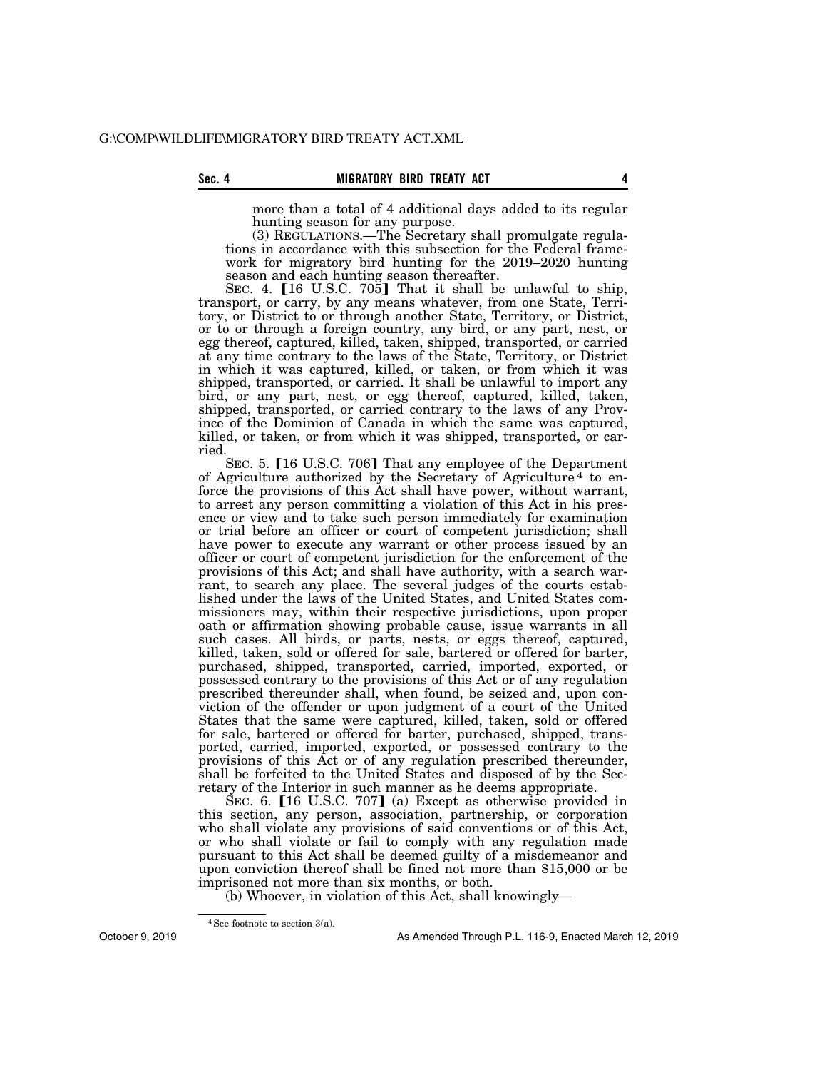more than a total of 4 additional days added to its regular hunting season for any purpose.

(3) REGULATIONS.—The Secretary shall promulgate regulations in accordance with this subsection for the Federal framework for migratory bird hunting for the 2019–2020 hunting season and each hunting season thereafter.

SEC. 4. [16 U.S.C. 705] That it shall be unlawful to ship, transport, or carry, by any means whatever, from one State, Territory, or District to or through another State, Territory, or District, or to or through a foreign country, any bird, or any part, nest, or egg thereof, captured, killed, taken, shipped, transported, or carried at any time contrary to the laws of the State, Territory, or District in which it was captured, killed, or taken, or from which it was shipped, transported, or carried. It shall be unlawful to import any bird, or any part, nest, or egg thereof, captured, killed, taken, shipped, transported, or carried contrary to the laws of any Province of the Dominion of Canada in which the same was captured, killed, or taken, or from which it was shipped, transported, or carried.

SEC. 5. [16 U.S.C. 706] That any employee of the Department of Agriculture authorized by the Secretary of Agriculture [4] to enforce the provisions of this Act shall have power, without warrant, to arrest any person committing a violation of this Act in his presence or view and to take such person immediately for examination or trial before an officer or court of competent jurisdiction; shall have power to execute any warrant or other process issued by an officer or court of competent jurisdiction for the enforcement of the provisions of this Act; and shall have authority, with a search warrant, to search any place. The several judges of the courts established under the laws of the United States, and United States commissioners may, within their respective jurisdictions, upon proper oath or affirmation showing probable cause, issue warrants in all such cases. All birds, or parts, nests, or eggs thereof, captured, killed, taken, sold or offered for sale, bartered or offered for barter, purchased, shipped, transported, carried, imported, exported, or possessed contrary to the provisions of this Act or of any regulation prescribed thereunder shall, when found, be seized and, upon conviction of the offender or upon judgment of a court of the United States that the same were captured, killed, taken, sold or offered for sale, bartered or offered for barter, purchased, shipped, transported, carried, imported, exported, or possessed contrary to the provisions of this Act or of any regulation prescribed thereunder, shall be forfeited to the United States and disposed of by the Secretary of the Interior in such manner as he deems appropriate.

SEC. 6. [16 U.S.C. 707] (a) Except as otherwise provided in this section, any person, association, partnership, or corporation who shall violate any provisions of said conventions or of this Act, or who shall violate or fail to comply with any regulation made pursuant to this Act shall be deemed guilty of a misdemeanor and upon conviction thereof shall be fined not more than $15,000 or be imprisoned not more than six months, or both.

(b) Whoever, in violation of this Act, shall knowingly—

---

[4] See footnote to section 3(a).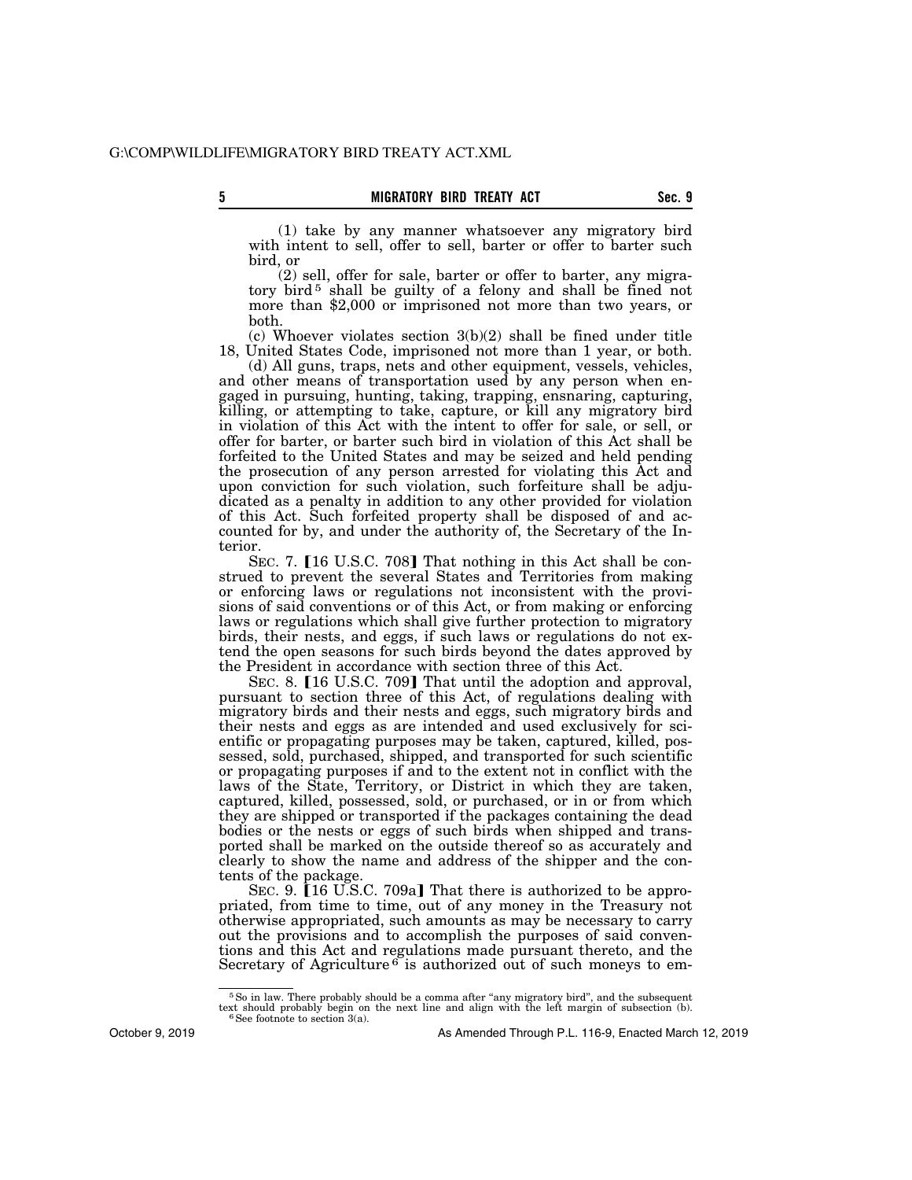(1) take by any manner whatsoever any migratory bird with intent to sell, offer to sell, barter or offer to barter such bird, or

(2) sell, offer for sale, barter or offer to barter, any migratory bird[5] shall be guilty of a felony and shall be fined not more than $2,000 or imprisoned not more than two years, or both.

(c) Whoever violates section 3(b)(2) shall be fined under title 18, United States Code, imprisoned not more than 1 year, or both.

(d) All guns, traps, nets and other equipment, vessels, vehicles, and other means of transportation used by any person when engaged in pursuing, hunting, taking, trapping, ensnaring, capturing, killing, or attempting to take, capture, or kill any migratory bird in violation of this Act with the intent to offer for sale, or sell, or offer for barter, or barter such bird in violation of this Act shall be forfeited to the United States and may be seized and held pending the prosecution of any person arrested for violating this Act and upon conviction for such violation, such forfeiture shall be adjudicated as a penalty in addition to any other provided for violation of this Act. Such forfeited property shall be disposed of and accounted for by, and under the authority of, the Secretary of the Interior.

SEC. 7. 【16 U.S.C. 708】 That nothing in this Act shall be construed to prevent the several States and Territories from making or enforcing laws or regulations not inconsistent with the provisions of said conventions or of this Act, or from making or enforcing laws or regulations which shall give further protection to migratory birds, their nests, and eggs, if such laws or regulations do not extend the open seasons for such birds beyond the dates approved by the President in accordance with section three of this Act.

SEC. 8. 【16 U.S.C. 709】 That until the adoption and approval, pursuant to section three of this Act, of regulations dealing with migratory birds and their nests and eggs, such migratory birds and their nests and eggs as are intended and used exclusively for scientific or propagating purposes may be taken, captured, killed, possessed, sold, purchased, shipped, and transported for such scientific or propagating purposes if and to the extent not in conflict with the laws of the State, Territory, or District in which they are taken, captured, killed, possessed, sold, or purchased, or in or from which they are shipped or transported if the packages containing the dead bodies or the nests or eggs of such birds when shipped and transported shall be marked on the outside thereof so as accurately and clearly to show the name and address of the shipper and the contents of the package.

SEC. 9. 【16 U.S.C. 709a】 That there is authorized to be appropriated, from time to time, out of any money in the Treasury not otherwise appropriated, such amounts as may be necessary to carry out the provisions and to accomplish the purposes of said conventions and this Act and regulations made pursuant thereto, and the Secretary of Agriculture[6] is authorized out of such moneys to em-

---

[5] So in law. There probably should be a comma after "any migratory bird", and the subsequent text should probably begin on the next line and align with the left margin of subsection (b).

[6] See footnote to section 3(a).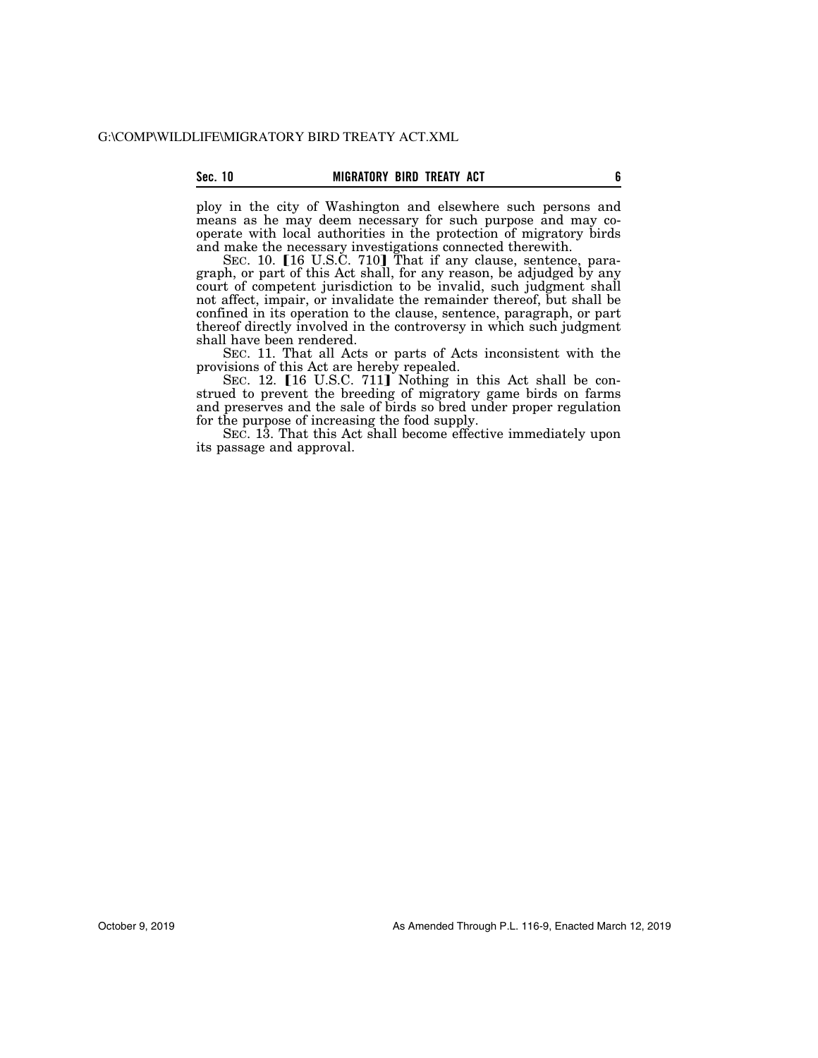ploy in the city of Washington and elsewhere such persons and means as he may deem necessary for such purpose and may cooperate with local authorities in the protection of migratory birds and make the necessary investigations connected therewith.

SEC. 10. 【16 U.S.C. 710】 That if any clause, sentence, paragraph, or part of this Act shall, for any reason, be adjudged by any court of competent jurisdiction to be invalid, such judgment shall not affect, impair, or invalidate the remainder thereof, but shall be confined in its operation to the clause, sentence, paragraph, or part thereof directly involved in the controversy in which such judgment shall have been rendered.

SEC. 11. That all Acts or parts of Acts inconsistent with the provisions of this Act are hereby repealed.

SEC. 12. 【16 U.S.C. 711】 Nothing in this Act shall be construed to prevent the breeding of migratory game birds on farms and preserves and the sale of birds so bred under proper regulation for the purpose of increasing the food supply.

SEC. 13. That this Act shall become effective immediately upon its passage and approval.